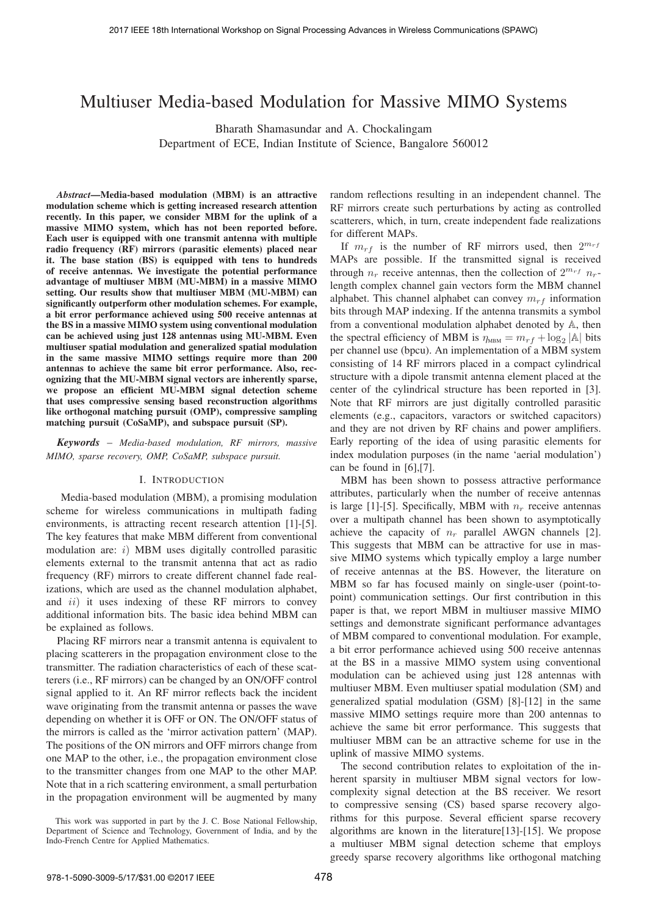# Multiuser Media-based Modulation for Massive MIMO Systems

Bharath Shamasundar and A. Chockalingam
Department of ECE, Indian Institute of Science, Bangalore 560012

***Abstract*—Media-based modulation (MBM) is an attractive modulation scheme which is getting increased research attention recently. In this paper, we consider MBM for the uplink of a massive MIMO system, which has not been reported before. Each user is equipped with one transmit antenna with multiple radio frequency (RF) mirrors (parasitic elements) placed near it. The base station (BS) is equipped with tens to hundreds of receive antennas. We investigate the potential performance advantage of multiuser MBM (MU-MBM) in a massive MIMO setting. Our results show that multiuser MBM (MU-MBM) can significantly outperform other modulation schemes. For example, a bit error performance achieved using 500 receive antennas at the BS in a massive MIMO system using conventional modulation can be achieved using just 128 antennas using MU-MBM. Even multiuser spatial modulation and generalized spatial modulation in the same massive MIMO settings require more than 200 antennas to achieve the same bit error performance. Also, recognizing that the MU-MBM signal vectors are inherently sparse, we propose an efficient MU-MBM signal detection scheme that uses compressive sensing based reconstruction algorithms like orthogonal matching pursuit (OMP), compressive sampling matching pursuit (CoSaMP), and subspace pursuit (SP).**

***Keywords*** – *Media-based modulation, RF mirrors, massive MIMO, sparse recovery, OMP, CoSaMP, subspace pursuit.*

## I. Introduction

Media-based modulation (MBM), a promising modulation scheme for wireless communications in multipath fading environments, is attracting recent research attention [1]-[5]. The key features that make MBM different from conventional modulation are: $i$) MBM uses digitally controlled parasitic elements external to the transmit antenna that act as radio frequency (RF) mirrors to create different channel fade realizations, which are used as the channel modulation alphabet, and $ii$) it uses indexing of these RF mirrors to convey additional information bits. The basic idea behind MBM can be explained as follows.

Placing RF mirrors near a transmit antenna is equivalent to placing scatterers in the propagation environment close to the transmitter. The radiation characteristics of each of these scatterers (i.e., RF mirrors) can be changed by an ON/OFF control signal applied to it. An RF mirror reflects back the incident wave originating from the transmit antenna or passes the wave depending on whether it is OFF or ON. The ON/OFF status of the mirrors is called as the 'mirror activation pattern' (MAP). The positions of the ON mirrors and OFF mirrors change from one MAP to the other, i.e., the propagation environment close to the transmitter changes from one MAP to the other MAP. Note that in a rich scattering environment, a small perturbation in the propagation environment will be augmented by many random reflections resulting in an independent channel. The RF mirrors create such perturbations by acting as controlled scatterers, which, in turn, create independent fade realizations for different MAPs.

If $m_{rf}$ is the number of RF mirrors used, then $2^{m_{rf}}$ MAPs are possible. If the transmitted signal is received through $n_r$ receive antennas, then the collection of $2^{m_{rf}}$ $n_r$-length complex channel gain vectors form the MBM channel alphabet. This channel alphabet can convey $m_{rf}$ information bits through MAP indexing. If the antenna transmits a symbol from a conventional modulation alphabet denoted by $\mathbb{A}$, then the spectral efficiency of MBM is $\eta_{\text{MBM}} = m_{rf} + \log_2|\mathbb{A}|$ bits per channel use (bpcu). An implementation of a MBM system consisting of 14 RF mirrors placed in a compact cylindrical structure with a dipole transmit antenna element placed at the center of the cylindrical structure has been reported in [3]. Note that RF mirrors are just digitally controlled parasitic elements (e.g., capacitors, varactors or switched capacitors) and they are not driven by RF chains and power amplifiers. Early reporting of the idea of using parasitic elements for index modulation purposes (in the name 'aerial modulation') can be found in [6],[7].

MBM has been shown to possess attractive performance attributes, particularly when the number of receive antennas is large [1]-[5]. Specifically, MBM with $n_r$ receive antennas over a multipath channel has been shown to asymptotically achieve the capacity of $n_r$ parallel AWGN channels [2]. This suggests that MBM can be attractive for use in massive MIMO systems which typically employ a large number of receive antennas at the BS. However, the literature on MBM so far has focused mainly on single-user (point-to-point) communication settings. Our first contribution in this paper is that, we report MBM in multiuser massive MIMO settings and demonstrate significant performance advantages of MBM compared to conventional modulation. For example, a bit error performance achieved using 500 receive antennas at the BS in a massive MIMO system using conventional modulation can be achieved using just 128 antennas with multiuser MBM. Even multiuser spatial modulation (SM) and generalized spatial modulation (GSM) [8]-[12] in the same massive MIMO settings require more than 200 antennas to achieve the same bit error performance. This suggests that multiuser MBM can be an attractive scheme for use in the uplink of massive MIMO systems.

The second contribution relates to exploitation of the inherent sparsity in multiuser MBM signal vectors for low-complexity signal detection at the BS receiver. We resort to compressive sensing (CS) based sparse recovery algorithms for this purpose. Several efficient sparse recovery algorithms are known in the literature[13]-[15]. We propose a multiuser MBM signal detection scheme that employs greedy sparse recovery algorithms like orthogonal matching

This work was supported in part by the J. C. Bose National Fellowship, Department of Science and Technology, Government of India, and by the Indo-French Centre for Applied Mathematics.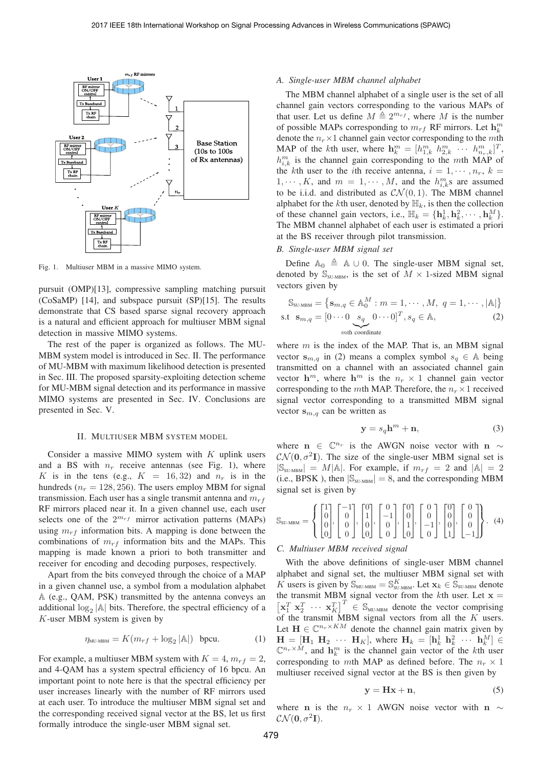Fig. 1. Multiuser MBM in a massive MIMO system.

pursuit (OMP)[13], compressive sampling matching pursuit (CoSaMP) [14], and subspace pursuit (SP)[15]. The results demonstrate that CS based sparse signal recovery approach is a natural and efficient approach for multiuser MBM signal detection in massive MIMO systems.

The rest of the paper is organized as follows. The MU-MBM system model is introduced in Sec. II. The performance of MU-MBM with maximum likelihood detection is presented in Sec. III. The proposed sparsity-exploiting detection scheme for MU-MBM signal detection and its performance in massive MIMO systems are presented in Sec. IV. Conclusions are presented in Sec. V.

## II. Multiuser MBM System Model

Consider a massive MIMO system with $K$ uplink users and a BS with $n_r$ receive antennas (see Fig. 1), where $K$ is in the tens (e.g., $K = 16, 32$) and $n_r$ is in the hundreds ($n_r = 128, 256$). The users employ MBM for signal transmission. Each user has a single transmit antenna and $m_{rf}$ RF mirrors placed near it. In a given channel use, each user selects one of the $2^{m_{rf}}$ mirror activation patterns (MAPs) using $m_{rf}$ information bits. A mapping is done between the combinations of $m_{rf}$ information bits and the MAPs. This mapping is made known a priori to both transmitter and receiver for encoding and decoding purposes, respectively.

Apart from the bits conveyed through the choice of a MAP in a given channel use, a symbol from a modulation alphabet $\mathbb{A}$ (e.g., QAM, PSK) transmitted by the antenna conveys an additional $\log_2 |\mathbb{A}|$ bits. Therefore, the spectral efficiency of a $K$-user MBM system is given by

$$\eta_{\text{MU-MBM}} = K(m_{rf} + \log_2 |\mathbb{A}|) \text{ bpcu.} \tag{1}$$

For example, a multiuser MBM system with $K = 4$, $m_{rf} = 2$, and 4-QAM has a system spectral efficiency of 16 bpcu. An important point to note here is that the spectral efficiency per user increases linearly with the number of RF mirrors used at each user. To introduce the multiuser MBM signal set and the corresponding received signal vector at the BS, let us first formally introduce the single-user MBM signal set.

### A. Single-user MBM channel alphabet

The MBM channel alphabet of a single user is the set of all channel gain vectors corresponding to the various MAPs of that user. Let us define $M \triangleq 2^{m_{rf}}$, where $M$ is the number of possible MAPs corresponding to $m_{rf}$ RF mirrors. Let $\mathbf{h}_k^m$ denote the $n_r \times 1$ channel gain vector corresponding to the $m$th MAP of the $k$th user, where $\mathbf{h}_k^m = [h_{1,k}^m \ h_{2,k}^m \ \cdots \ h_{n_r,k}^m]^T$, $h_{i,k}^m$ is the channel gain corresponding to the $m$th MAP of the $k$th user to the $i$th receive antenna, $i = 1, \cdots, n_r$, $k = 1, \cdots, K$, and $m = 1, \cdots, M$, and the $h_{i,k}^m$s are assumed to be i.i.d. and distributed as $\mathcal{CN}(0, 1)$. The MBM channel alphabet for the $k$th user, denoted by $\mathbb{H}_k$, is then the collection of these channel gain vectors, i.e., $\mathbb{H}_k = \{\mathbf{h}_k^1, \mathbf{h}_k^2, \cdots, \mathbf{h}_k^M\}$. The MBM channel alphabet of each user is estimated a priori at the BS receiver through pilot transmission.

### B. Single-user MBM signal set

Define $\mathbb{A}_0 \triangleq \mathbb{A} \cup 0$. The single-user MBM signal set, denoted by $\mathbb{S}_{\text{SU-MBM}}$, is the set of $M \times 1$-sized MBM signal vectors given by

$$\begin{aligned} \mathbb{S}_{\text{SU-MBM}} &= \left\{ \mathbf{s}_{m,q} \in \mathbb{A}_0^M : m = 1, \cdots, M, \ q = 1, \cdots, |\mathbb{A}| \right\} \\ \text{s.t } \ \mathbf{s}_{m,q} &= [0 \cdots 0 \underbrace{s_q}_{m\text{th coordinate}} 0 \cdots 0]^T, s_q \in \mathbb{A}, \end{aligned} \tag{2}$$

where $m$ is the index of the MAP. That is, an MBM signal vector $\mathbf{s}_{m,q}$ in (2) means a complex symbol $s_q \in \mathbb{A}$ being transmitted on a channel with an associated channel gain vector $\mathbf{h}^m$, where $\mathbf{h}^m$ is the $n_r \times 1$ channel gain vector corresponding to the $m$th MAP. Therefore, the $n_r \times 1$ received signal vector corresponding to a transmitted MBM signal vector $\mathbf{s}_{m,q}$ can be written as

$$\mathbf{y} = s_q \mathbf{h}^m + \mathbf{n}, \tag{3}$$

where $\mathbf{n} \in \mathbb{C}^{n_r}$ is the AWGN noise vector with $\mathbf{n} \sim \mathcal{CN}(\mathbf{0}, \sigma^2 \mathbf{I})$. The size of the single-user MBM signal set is $|\mathbb{S}_{\text{SU-MBM}}| = M|\mathbb{A}|$. For example, if $m_{rf} = 2$ and $|\mathbb{A}| = 2$ (i.e., BPSK ), then $|\mathbb{S}_{\text{SU-MBM}}| = 8$, and the corresponding MBM signal set is given by

$$\mathbb{S}_{\text{SU-MBM}} = \left\{ \begin{bmatrix}1\\0\\0\\0\end{bmatrix}, \begin{bmatrix}-1\\0\\0\\0\end{bmatrix}, \begin{bmatrix}0\\1\\0\\0\end{bmatrix}, \begin{bmatrix}0\\-1\\0\\0\end{bmatrix}, \begin{bmatrix}0\\0\\1\\0\end{bmatrix}, \begin{bmatrix}0\\0\\-1\\0\end{bmatrix}, \begin{bmatrix}0\\0\\0\\1\end{bmatrix}, \begin{bmatrix}0\\0\\0\\-1\end{bmatrix} \right\}. \tag{4}$$

### C. Multiuser MBM received signal

With the above definitions of single-user MBM channel alphabet and signal set, the multiuser MBM signal set with $K$ users is given by $\mathbb{S}_{\text{MU-MBM}} = \mathbb{S}_{\text{SU-MBM}}^K$. Let $\mathbf{x}_k \in \mathbb{S}_{\text{SU-MBM}}$ denote the transmit MBM signal vector from the $k$th user. Let $\mathbf{x} = \left[\mathbf{x}_1^T \ \mathbf{x}_2^T \ \cdots \ \mathbf{x}_K^T\right]^T \in \mathbb{S}_{\text{MU-MBM}}$ denote the vector comprising of the transmit MBM signal vectors from all the $K$ users. Let $\mathbf{H} \in \mathbb{C}^{n_r \times KM}$ denote the channel gain matrix given by $\mathbf{H} = [\mathbf{H}_1 \ \mathbf{H}_2 \ \cdots \ \mathbf{H}_K]$, where $\mathbf{H}_k = [\mathbf{h}_k^1 \ \mathbf{h}_k^2 \ \cdots \ \mathbf{h}_k^M] \in \mathbb{C}^{n_r \times M}$, and $\mathbf{h}_k^m$ is the channel gain vector of the $k$th user corresponding to $m$th MAP as defined before. The $n_r \times 1$ multiuser received signal vector at the BS is then given by

$$\mathbf{y} = \mathbf{H}\mathbf{x} + \mathbf{n}, \tag{5}$$

where $\mathbf{n}$ is the $n_r \times 1$ AWGN noise vector with $\mathbf{n} \sim \mathcal{CN}(\mathbf{0}, \sigma^2 \mathbf{I})$.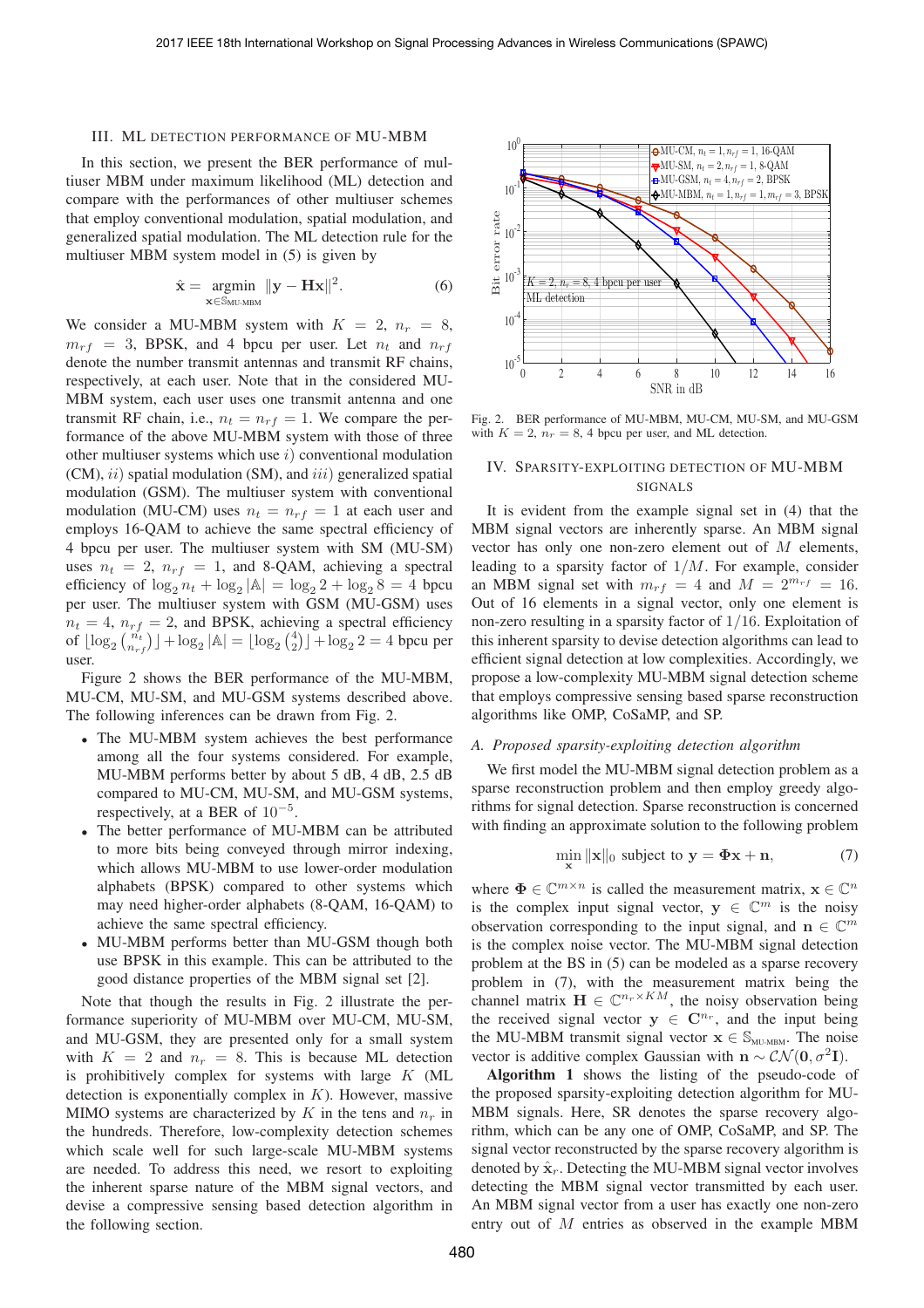## III. ML DETECTION PERFORMANCE OF MU-MBM

In this section, we present the BER performance of multiuser MBM under maximum likelihood (ML) detection and compare with the performances of other multiuser schemes that employ conventional modulation, spatial modulation, and generalized spatial modulation. The ML detection rule for the multiuser MBM system model in (5) is given by

$$\hat{\mathbf{x}} = \underset{\mathbf{x} \in \mathbb{S}_{\text{MU-MBM}}}{\operatorname{argmin}} \ \|\mathbf{y} - \mathbf{H}\mathbf{x}\|^2. \tag{6}$$

We consider a MU-MBM system with $K = 2$, $n_r = 8$, $m_{rf} = 3$, BPSK, and 4 bpcu per user. Let $n_t$ and $n_{rf}$ denote the number transmit antennas and transmit RF chains, respectively, at each user. Note that in the considered MU-MBM system, each user uses one transmit antenna and one transmit RF chain, i.e., $n_t = n_{rf} = 1$. We compare the performance of the above MU-MBM system with those of three other multiuser systems which use $i)$ conventional modulation (CM), $ii)$ spatial modulation (SM), and $iii)$ generalized spatial modulation (GSM). The multiuser system with conventional modulation (MU-CM) uses $n_t = n_{rf} = 1$ at each user and employs 16-QAM to achieve the same spectral efficiency of 4 bpcu per user. The multiuser system with SM (MU-SM) uses $n_t = 2$, $n_{rf} = 1$, and 8-QAM, achieving a spectral efficiency of $\log_2 n_t + \log_2 |\mathbb{A}| = \log_2 2 + \log_2 8 = 4$ bpcu per user. The multiuser system with GSM (MU-GSM) uses $n_t = 4$, $n_{rf} = 2$, and BPSK, achieving a spectral efficiency of $\lfloor \log_2 \binom{n_t}{n_{rf}} \rfloor + \log_2 |\mathbb{A}| = \lfloor \log_2 \binom{4}{2} \rfloor + \log_2 2 = 4$ bpcu per user.

Figure 2 shows the BER performance of the MU-MBM, MU-CM, MU-SM, and MU-GSM systems described above. The following inferences can be drawn from Fig. 2.

- The MU-MBM system achieves the best performance among all the four systems considered. For example, MU-MBM performs better by about 5 dB, 4 dB, 2.5 dB compared to MU-CM, MU-SM, and MU-GSM systems, respectively, at a BER of $10^{-5}$.
- The better performance of MU-MBM can be attributed to more bits being conveyed through mirror indexing, which allows MU-MBM to use lower-order modulation alphabets (BPSK) compared to other systems which may need higher-order alphabets (8-QAM, 16-QAM) to achieve the same spectral efficiency.
- MU-MBM performs better than MU-GSM though both use BPSK in this example. This can be attributed to the good distance properties of the MBM signal set [2].

Note that though the results in Fig. 2 illustrate the performance superiority of MU-MBM over MU-CM, MU-SM, and MU-GSM, they are presented only for a small system with $K = 2$ and $n_r = 8$. This is because ML detection is prohibitively complex for systems with large $K$ (ML detection is exponentially complex in $K$). However, massive MIMO systems are characterized by $K$ in the tens and $n_r$ in the hundreds. Therefore, low-complexity detection schemes which scale well for such large-scale MU-MBM systems are needed. To address this need, we resort to exploiting the inherent sparse nature of the MBM signal vectors, and devise a compressive sensing based detection algorithm in the following section.

Fig. 2. BER performance of MU-MBM, MU-CM, MU-SM, and MU-GSM with $K = 2$, $n_r = 8$, 4 bpcu per user, and ML detection.

## IV. SPARSITY-EXPLOITING DETECTION OF MU-MBM SIGNALS

It is evident from the example signal set in (4) that the MBM signal vectors are inherently sparse. An MBM signal vector has only one non-zero element out of $M$ elements, leading to a sparsity factor of $1/M$. For example, consider an MBM signal set with $m_{rf} = 4$ and $M = 2^{m_{rf}} = 16$. Out of 16 elements in a signal vector, only one element is non-zero resulting in a sparsity factor of $1/16$. Exploitation of this inherent sparsity to devise detection algorithms can lead to efficient signal detection at low complexities. Accordingly, we propose a low-complexity MU-MBM signal detection scheme that employs compressive sensing based sparse reconstruction algorithms like OMP, CoSaMP, and SP.

### A. Proposed sparsity-exploiting detection algorithm

We first model the MU-MBM signal detection problem as a sparse reconstruction problem and then employ greedy algorithms for signal detection. Sparse reconstruction is concerned with finding an approximate solution to the following problem

$$\min_{\mathbf{x}} \|\mathbf{x}\|_0 \text{ subject to } \mathbf{y} = \mathbf{\Phi}\mathbf{x} + \mathbf{n}, \tag{7}$$

where $\mathbf{\Phi} \in \mathbb{C}^{m \times n}$ is called the measurement matrix, $\mathbf{x} \in \mathbb{C}^n$ is the complex input signal vector, $\mathbf{y} \in \mathbb{C}^m$ is the noisy observation corresponding to the input signal, and $\mathbf{n} \in \mathbb{C}^m$ is the complex noise vector. The MU-MBM signal detection problem at the BS in (5) can be modeled as a sparse recovery problem in (7), with the measurement matrix being the channel matrix $\mathbf{H} \in \mathbb{C}^{n_r \times KM}$, the noisy observation being the received signal vector $\mathbf{y} \in \mathbf{C}^{n_r}$, and the input being the MU-MBM transmit signal vector $\mathbf{x} \in \mathbb{S}_{\text{MU-MBM}}$. The noise vector is additive complex Gaussian with $\mathbf{n} \sim \mathcal{CN}(\mathbf{0}, \sigma^2\mathbf{I})$.

**Algorithm 1** shows the listing of the pseudo-code of the proposed sparsity-exploiting detection algorithm for MU-MBM signals. Here, SR denotes the sparse recovery algorithm, which can be any one of OMP, CoSaMP, and SP. The signal vector reconstructed by the sparse recovery algorithm is denoted by $\hat{\mathbf{x}}_r$. Detecting the MU-MBM signal vector involves detecting the MBM signal vector transmitted by each user. An MBM signal vector from a user has exactly one non-zero entry out of $M$ entries as observed in the example MBM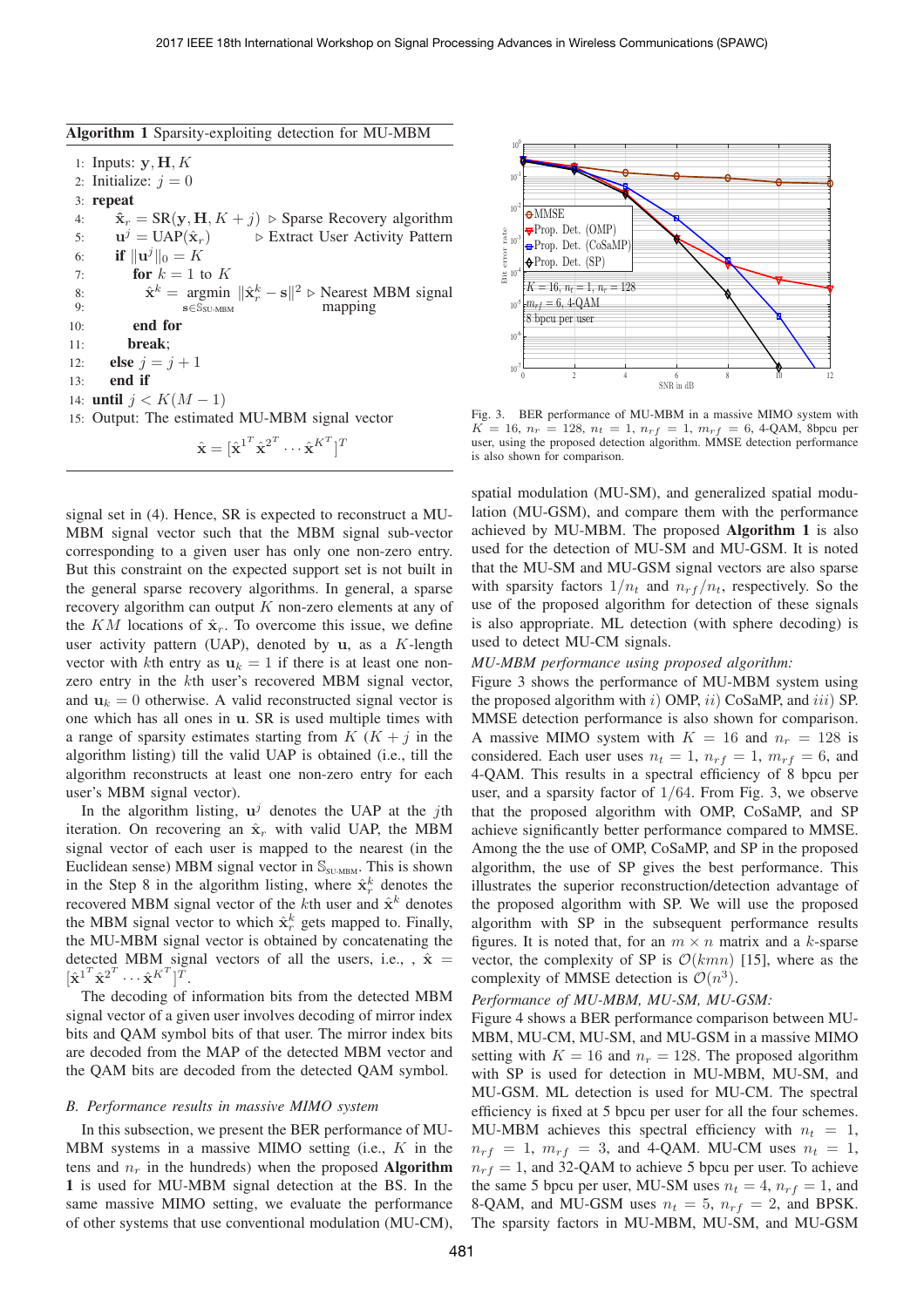**Algorithm 1** Sparsity-exploiting detection for MU-MBM

1: Inputs: $\mathbf{y}, \mathbf{H}, K$
2: Initialize: $j = 0$
3: **repeat**
4: $\quad \hat{\mathbf{x}}_r = \text{SR}(\mathbf{y}, \mathbf{H}, K + j)$ ▷ Sparse Recovery algorithm
5: $\quad \mathbf{u}^j = \text{UAP}(\hat{\mathbf{x}}_r)$ ▷ Extract User Activity Pattern
6: $\quad$ **if** $\|\mathbf{u}^j\|_0 = K$
7: $\quad\quad$ **for** $k = 1$ to $K$
8: $\quad\quad\quad \hat{\mathbf{x}}^k = \underset{\mathbf{s} \in \mathbb{S}_{\text{SU-MBM}}}{\text{argmin}} \|\hat{\mathbf{x}}_r^k - \mathbf{s}\|^2$ ▷ Nearest MBM signal
9: $\quad\quad\quad$ mapping
10: $\quad\quad$ **end for**
11: $\quad\quad$ **break**;
12: $\quad$ **else** $j = j + 1$
13: $\quad$ **end if**
14: **until** $j < K(M - 1)$
15: Output: The estimated MU-MBM signal vector

$$\hat{\mathbf{x}} = [\hat{\mathbf{x}}^{1^T} \hat{\mathbf{x}}^{2^T} \cdots \hat{\mathbf{x}}^{K^T}]^T$$

signal set in (4). Hence, SR is expected to reconstruct a MU-MBM signal vector such that the MBM signal sub-vector corresponding to a given user has only one non-zero entry. But this constraint on the expected support set is not built in the general sparse recovery algorithms. In general, a sparse recovery algorithm can output $K$ non-zero elements at any of the $KM$ locations of $\hat{\mathbf{x}}_r$. To overcome this issue, we define user activity pattern (UAP), denoted by $\mathbf{u}$, as a $K$-length vector with $k$th entry as $\mathbf{u}_k = 1$ if there is at least one non-zero entry in the $k$th user's recovered MBM signal vector, and $\mathbf{u}_k = 0$ otherwise. A valid reconstructed signal vector is one which has all ones in $\mathbf{u}$. SR is used multiple times with a range of sparsity estimates starting from $K$ ($K + j$ in the algorithm listing) till the valid UAP is obtained (i.e., till the algorithm reconstructs at least one non-zero entry for each user's MBM signal vector).

In the algorithm listing, $\mathbf{u}^j$ denotes the UAP at the $j$th iteration. On recovering an $\hat{\mathbf{x}}_r$ with valid UAP, the MBM signal vector of each user is mapped to the nearest (in the Euclidean sense) MBM signal vector in $\mathbb{S}_{\text{SU-MBM}}$. This is shown in the Step 8 in the algorithm listing, where $\hat{\mathbf{x}}_r^k$ denotes the recovered MBM signal vector of the $k$th user and $\hat{\mathbf{x}}^k$ denotes the MBM signal vector to which $\hat{\mathbf{x}}_r^k$ gets mapped to. Finally, the MU-MBM signal vector is obtained by concatenating the detected MBM signal vectors of all the users, i.e., , $\hat{\mathbf{x}} = [\hat{\mathbf{x}}^{1^T} \hat{\mathbf{x}}^{2^T} \cdots \hat{\mathbf{x}}^{K^T}]^T$.

The decoding of information bits from the detected MBM signal vector of a given user involves decoding of mirror index bits and QAM symbol bits of that user. The mirror index bits are decoded from the MAP of the detected MBM vector and the QAM bits are decoded from the detected QAM symbol.

### *B. Performance results in massive MIMO system*

In this subsection, we present the BER performance of MU-MBM systems in a massive MIMO setting (i.e., $K$ in the tens and $n_r$ in the hundreds) when the proposed **Algorithm 1** is used for MU-MBM signal detection at the BS. In the same massive MIMO setting, we evaluate the performance of other systems that use conventional modulation (MU-CM), spatial modulation (MU-SM), and generalized spatial modulation (MU-GSM), and compare them with the performance achieved by MU-MBM. The proposed **Algorithm 1** is also used for the detection of MU-SM and MU-GSM. It is noted that the MU-SM and MU-GSM signal vectors are also sparse with sparsity factors $1/n_t$ and $n_{rf}/n_t$, respectively. So the use of the proposed algorithm for detection of these signals is also appropriate. ML detection (with sphere decoding) is used to detect MU-CM signals.

Fig. 3. BER performance of MU-MBM in a massive MIMO system with $K = 16$, $n_r = 128$, $n_t = 1$, $n_{rf} = 1$, $m_{rf} = 6$, 4-QAM, 8bpcu per user, using the proposed detection algorithm. MMSE detection performance is also shown for comparison.

*MU-MBM performance using proposed algorithm:*
Figure 3 shows the performance of MU-MBM system using the proposed algorithm with $i)$ OMP, $ii)$ CoSaMP, and $iii)$ SP. MMSE detection performance is also shown for comparison. A massive MIMO system with $K = 16$ and $n_r = 128$ is considered. Each user uses $n_t = 1$, $n_{rf} = 1$, $m_{rf} = 6$, and 4-QAM. This results in a spectral efficiency of 8 bpcu per user, and a sparsity factor of $1/64$. From Fig. 3, we observe that the proposed algorithm with OMP, CoSaMP, and SP achieve significantly better performance compared to MMSE. Among the the use of OMP, CoSaMP, and SP in the proposed algorithm, the use of SP gives the best performance. This illustrates the superior reconstruction/detection advantage of the proposed algorithm with SP. We will use the proposed algorithm with SP in the subsequent performance results figures. It is noted that, for an $m \times n$ matrix and a $k$-sparse vector, the complexity of SP is $\mathcal{O}(kmn)$ [15], where as the complexity of MMSE detection is $\mathcal{O}(n^3)$.

*Performance of MU-MBM, MU-SM, MU-GSM:*
Figure 4 shows a BER performance comparison between MU-MBM, MU-CM, MU-SM, and MU-GSM in a massive MIMO setting with $K = 16$ and $n_r = 128$. The proposed algorithm with SP is used for detection in MU-MBM, MU-SM, and MU-GSM. ML detection is used for MU-CM. The spectral efficiency is fixed at 5 bpcu per user for all the four schemes. MU-MBM achieves this spectral efficiency with $n_t = 1$, $n_{rf} = 1$, $m_{rf} = 3$, and 4-QAM. MU-CM uses $n_t = 1$, $n_{rf} = 1$, and 32-QAM to achieve 5 bpcu per user. To achieve the same 5 bpcu per user, MU-SM uses $n_t = 4$, $n_{rf} = 1$, and 8-QAM, and MU-GSM uses $n_t = 5$, $n_{rf} = 2$, and BPSK. The sparsity factors in MU-MBM, MU-SM, and MU-GSM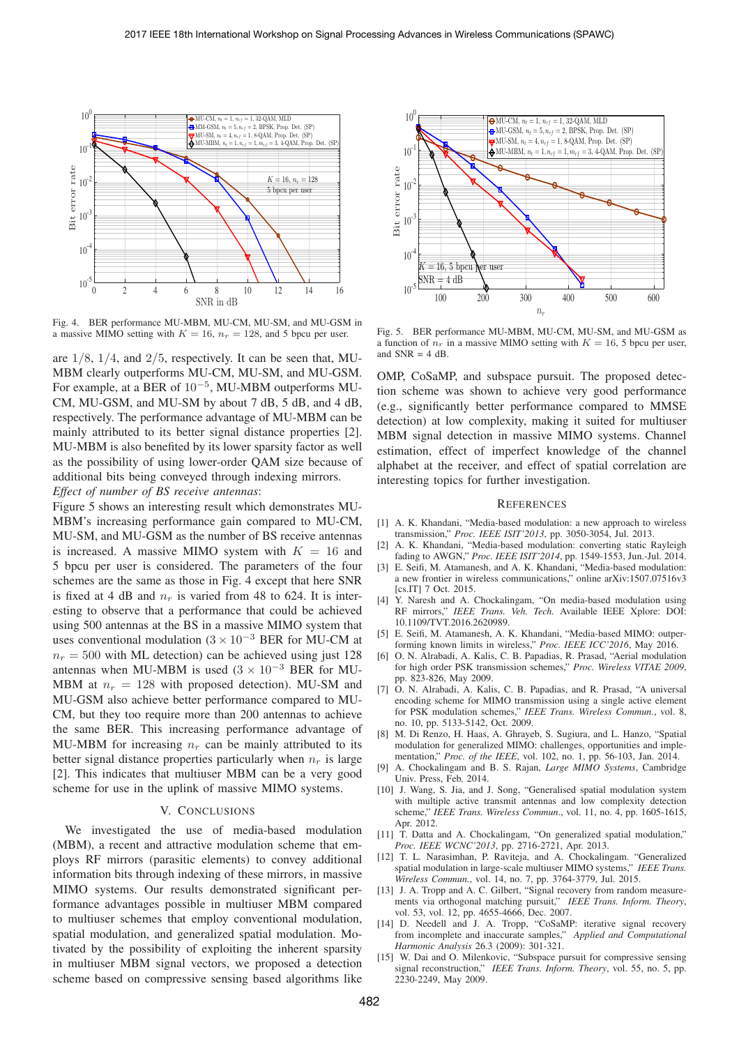$10^0$
$10^{-1}$
$10^{-2}$
$10^{-3}$
$10^{-4}$
$10^{-5}$
Bit error rate
0 2 4 6 8 10 12 14 16
SNR in dB
MU-CM, $n_t = 1$, $n_{rf} = 1$, 32-QAM, MLD
MU-GSM, $n_t = 5$, $n_{rf} = 2$, BPSK, Prop. Det. (SP)
MU-SM, $n_t = 4$, $n_{rf} = 1$, 8-QAM, Prop. Det. (SP)
MU-MBM, $n_t = 1$, $n_{rf} = 1$, $m_{rf} = 3$, 4-QAM, Prop. Det. (SP)
$K = 16$, $n_r = 128$
5 bpcu per user

Fig. 4. BER performance MU-MBM, MU-CM, MU-SM, and MU-GSM in a massive MIMO setting with $K = 16$, $n_r = 128$, and 5 bpcu per user.

$10^0$
$10^{-1}$
$10^{-2}$
$10^{-3}$
$10^{-4}$
$10^{-5}$
Bit error rate
100 200 300 400 500 600
$n_r$
MU-CM, $n_t = 1$, $n_{rf} = 1$, 32-QAM, MLD
MU-GSM, $n_t = 5$, $n_{rf} = 2$, BPSK, Prop. Det. (SP)
MU-SM, $n_t = 4$, $n_{rf} = 1$, 8-QAM, Prop. Det. (SP)
MU-MBM, $n_t = 1$, $n_{rf} = 1$, $m_{rf} = 3$, 4-QAM, Prop. Det. (SP)
$K = 16$, 5 bpcu per user
SNR = 4 dB

Fig. 5. BER performance MU-MBM, MU-CM, MU-SM, and MU-GSM as a function of $n_r$ in a massive MIMO setting with $K = 16$, 5 bpcu per user, and SNR = 4 dB.

are $1/8$, $1/4$, and $2/5$, respectively. It can be seen that, MU-MBM clearly outperforms MU-CM, MU-SM, and MU-GSM. For example, at a BER of $10^{-5}$, MU-MBM outperforms MU-CM, MU-GSM, and MU-SM by about 7 dB, 5 dB, and 4 dB, respectively. The performance advantage of MU-MBM can be mainly attributed to its better signal distance properties [2]. MU-MBM is also benefited by its lower sparsity factor as well as the possibility of using lower-order QAM size because of additional bits being conveyed through indexing mirrors.

*Effect of number of BS receive antennas*:

Figure 5 shows an interesting result which demonstrates MU-MBM's increasing performance gain compared to MU-CM, MU-SM, and MU-GSM as the number of BS receive antennas is increased. A massive MIMO system with $K = 16$ and 5 bpcu per user is considered. The parameters of the four schemes are the same as those in Fig. 4 except that here SNR is fixed at 4 dB and $n_r$ is varied from 48 to 624. It is interesting to observe that a performance that could be achieved using 500 antennas at the BS in a massive MIMO system that uses conventional modulation ($3 \times 10^{-3}$ BER for MU-CM at $n_r = 500$ with ML detection) can be achieved using just 128 antennas when MU-MBM is used ($3 \times 10^{-3}$ BER for MU-MBM at $n_r = 128$ with proposed detection). MU-SM and MU-GSM also achieve better performance compared to MU-CM, but they too require more than 200 antennas to achieve the same BER. This increasing performance advantage of MU-MBM for increasing $n_r$ can be mainly attributed to its better signal distance properties particularly when $n_r$ is large [2]. This indicates that multiuser MBM can be a very good scheme for use in the uplink of massive MIMO systems.

## V. Conclusions

We investigated the use of media-based modulation (MBM), a recent and attractive modulation scheme that employs RF mirrors (parasitic elements) to convey additional information bits through indexing of these mirrors, in massive MIMO systems. Our results demonstrated significant performance advantages possible in multiuser MBM compared to multiuser schemes that employ conventional modulation, spatial modulation, and generalized spatial modulation. Motivated by the possibility of exploiting the inherent sparsity in multiuser MBM signal vectors, we proposed a detection scheme based on compressive sensing based algorithms like OMP, CoSaMP, and subspace pursuit. The proposed detection scheme was shown to achieve very good performance (e.g., significantly better performance compared to MMSE detection) at low complexity, making it suited for multiuser MBM signal detection in massive MIMO systems. Channel estimation, effect of imperfect knowledge of the channel alphabet at the receiver, and effect of spatial correlation are interesting topics for further investigation.

## References

[1] A. K. Khandani, "Media-based modulation: a new approach to wireless transmission," *Proc. IEEE ISIT'2013*, pp. 3050-3054, Jul. 2013.

[2] A. K. Khandani, "Media-based modulation: converting static Rayleigh fading to AWGN," *Proc. IEEE ISIT'2014*, pp. 1549-1553, Jun.-Jul. 2014.

[3] E. Seifi, M. Atamanesh, and A. K. Khandani, "Media-based modulation: a new frontier in wireless communications," online arXiv:1507.07516v3 [cs.IT] 7 Oct. 2015.

[4] Y. Naresh and A. Chockalingam, "On media-based modulation using RF mirrors," *IEEE Trans. Veh. Tech.* Available IEEE Xplore: DOI: 10.1109/TVT.2016.2620989.

[5] E. Seifi, M. Atamanesh, A. K. Khandani, "Media-based MIMO: outperforming known limits in wireless," *Proc. IEEE ICC'2016*, May 2016.

[6] O. N. Alrabadi, A. Kalis, C. B. Papadias, R. Prasad, "Aerial modulation for high order PSK transmission schemes," *Proc. Wireless VITAE 2009*, pp. 823-826, May 2009.

[7] O. N. Alrabadi, A. Kalis, C. B. Papadias, and R. Prasad, "A universal encoding scheme for MIMO transmission using a single active element for PSK modulation schemes," *IEEE Trans. Wireless Commun.*, vol. 8, no. 10, pp. 5133-5142, Oct. 2009.

[8] M. Di Renzo, H. Haas, A. Ghrayeb, S. Sugiura, and L. Hanzo, "Spatial modulation for generalized MIMO: challenges, opportunities and implementation," *Proc. of the IEEE*, vol. 102, no. 1, pp. 56-103, Jan. 2014.

[9] A. Chockalingam and B. S. Rajan, *Large MIMO Systems*, Cambridge Univ. Press, Feb. 2014.

[10] J. Wang, S. Jia, and J. Song, "Generalised spatial modulation system with multiple active transmit antennas and low complexity detection scheme," *IEEE Trans. Wireless Commun.*, vol. 11, no. 4, pp. 1605-1615, Apr. 2012.

[11] T. Datta and A. Chockalingam, "On generalized spatial modulation," *Proc. IEEE WCNC'2013*, pp. 2716-2721, Apr. 2013.

[12] T. L. Narasimhan, P. Raviteja, and A. Chockalingam. "Generalized spatial modulation in large-scale multiuser MIMO systems," *IEEE Trans. Wireless Commun.*, vol. 14, no. 7, pp. 3764-3779, Jul. 2015.

[13] J. A. Tropp and A. C. Gilbert, "Signal recovery from random measurements via orthogonal matching pursuit," *IEEE Trans. Inform. Theory*, vol. 53, vol. 12, pp. 4655-4666, Dec. 2007.

[14] D. Needell and J. A. Tropp, "CoSaMP: iterative signal recovery from incomplete and inaccurate samples," *Applied and Computational Harmonic Analysis* 26.3 (2009): 301-321.

[15] W. Dai and O. Milenkovic, "Subspace pursuit for compressive sensing signal reconstruction," *IEEE Trans. Inform. Theory*, vol. 55, no. 5, pp. 2230-2249, May 2009.